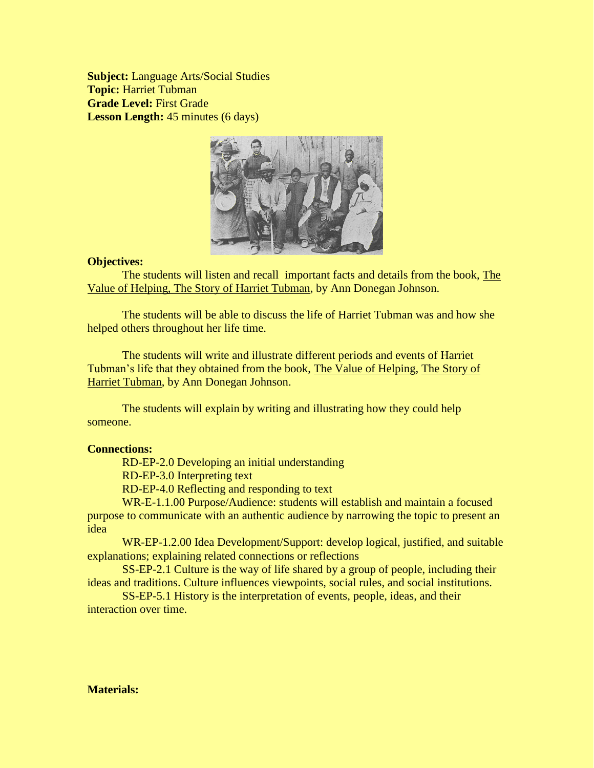**Subject:** Language Arts/Social Studies
**Topic:** Harriet Tubman
**Grade Level:** First Grade
**Lesson Length:** 45 minutes (6 days)

**Objectives:**

The students will listen and recall important facts and details from the book, The Value of Helping, The Story of Harriet Tubman, by Ann Donegan Johnson.

The students will be able to discuss the life of Harriet Tubman was and how she helped others throughout her life time.

The students will write and illustrate different periods and events of Harriet Tubman's life that they obtained from the book, The Value of Helping, The Story of Harriet Tubman, by Ann Donegan Johnson.

The students will explain by writing and illustrating how they could help someone.

**Connections:**

RD-EP-2.0 Developing an initial understanding

RD-EP-3.0 Interpreting text

RD-EP-4.0 Reflecting and responding to text

WR-E-1.1.00 Purpose/Audience: students will establish and maintain a focused purpose to communicate with an authentic audience by narrowing the topic to present an idea

WR-EP-1.2.00 Idea Development/Support: develop logical, justified, and suitable explanations; explaining related connections or reflections

SS-EP-2.1 Culture is the way of life shared by a group of people, including their ideas and traditions. Culture influences viewpoints, social rules, and social institutions.

SS-EP-5.1 History is the interpretation of events, people, ideas, and their interaction over time.

**Materials:**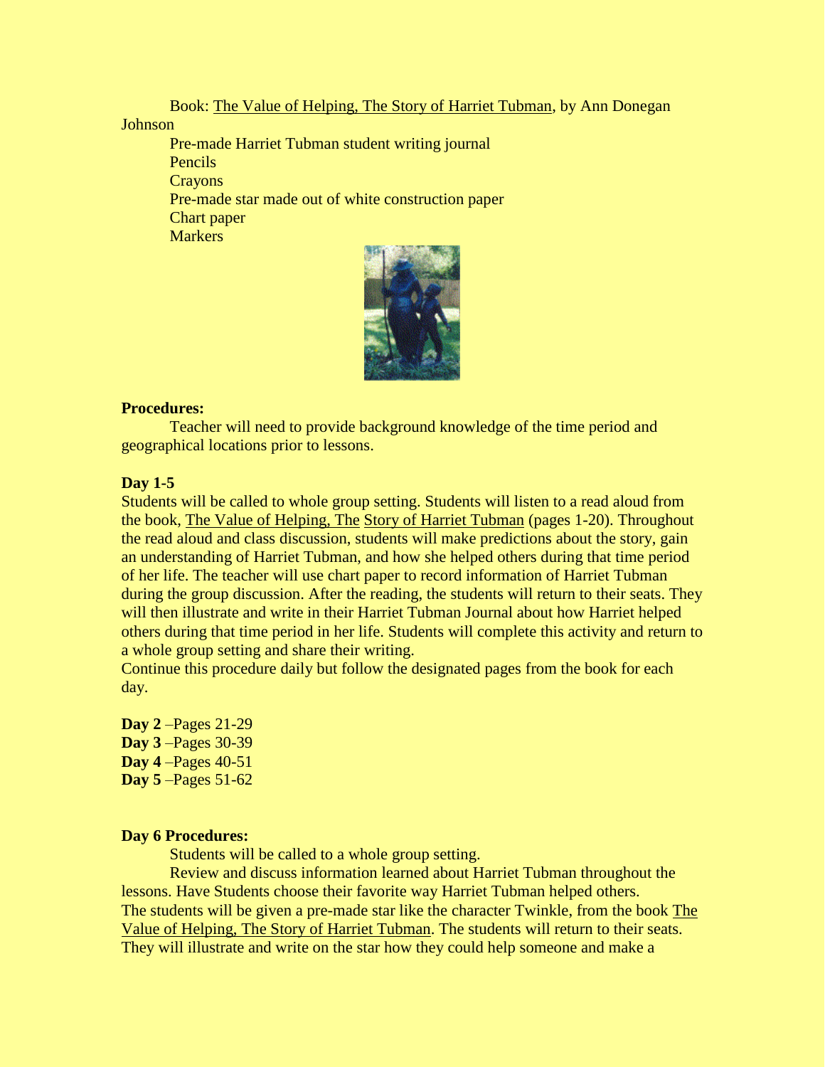Book: The Value of Helping, The Story of Harriet Tubman, by Ann Donegan Johnson

Pre-made Harriet Tubman student writing journal

Pencils

Crayons

Pre-made star made out of white construction paper

Chart paper

Markers

**Procedures:**

Teacher will need to provide background knowledge of the time period and geographical locations prior to lessons.

**Day 1-5**

Students will be called to whole group setting. Students will listen to a read aloud from the book, The Value of Helping, The Story of Harriet Tubman (pages 1-20). Throughout the read aloud and class discussion, students will make predictions about the story, gain an understanding of Harriet Tubman, and how she helped others during that time period of her life. The teacher will use chart paper to record information of Harriet Tubman during the group discussion. After the reading, the students will return to their seats. They will then illustrate and write in their Harriet Tubman Journal about how Harriet helped others during that time period in her life. Students will complete this activity and return to a whole group setting and share their writing.

Continue this procedure daily but follow the designated pages from the book for each day.

**Day 2** –Pages 21-29

**Day 3** –Pages 30-39

**Day 4** –Pages 40-51

**Day 5** –Pages 51-62

**Day 6 Procedures:**

Students will be called to a whole group setting.

Review and discuss information learned about Harriet Tubman throughout the lessons. Have Students choose their favorite way Harriet Tubman helped others.

The students will be given a pre-made star like the character Twinkle, from the book The Value of Helping, The Story of Harriet Tubman. The students will return to their seats. They will illustrate and write on the star how they could help someone and make a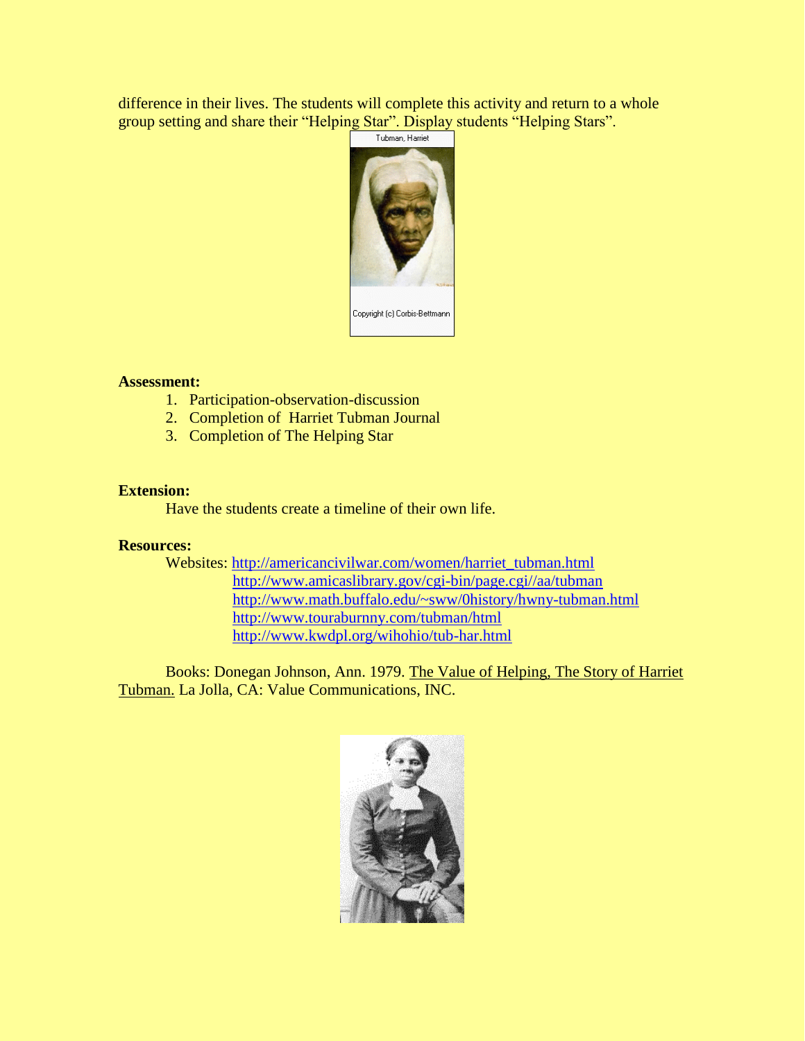difference in their lives. The students will complete this activity and return to a whole group setting and share their "Helping Star". Display students "Helping Stars".

**Assessment:**

1. Participation-observation-discussion
2. Completion of Harriet Tubman Journal
3. Completion of The Helping Star

**Extension:**

Have the students create a timeline of their own life.

**Resources:**

Websites: http://americancivilwar.com/women/harriet_tubman.html
http://www.amicaslibrary.gov/cgi-bin/page.cgi//aa/tubman
http://www.math.buffalo.edu/~sww/0history/hwny-tubman.html
http://www.touraburnny.com/tubman/html
http://www.kwdpl.org/wihohio/tub-har.html

Books: Donegan Johnson, Ann. 1979. The Value of Helping, The Story of Harriet Tubman. La Jolla, CA: Value Communications, INC.